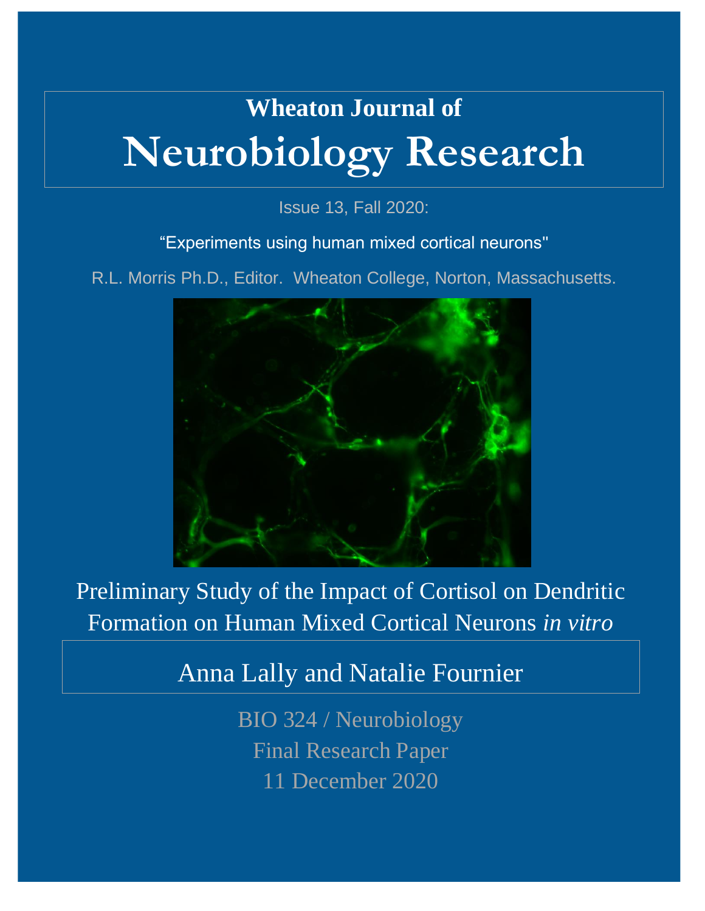# Wheaton Journal of

# Neurobiology Research

Issue 13, Fall 2020:

"Experiments using human mixed cortical neurons"

R.L. Morris Ph.D., Editor. Wheaton College, Norton, Massachusetts.

## Preliminary Study of the Impact of Cortisol on Dendritic Formation on Human Mixed Cortical Neurons *in vitro*

Anna Lally and Natalie Fournier

BIO 324 / Neurobiology

Final Research Paper

11 December 2020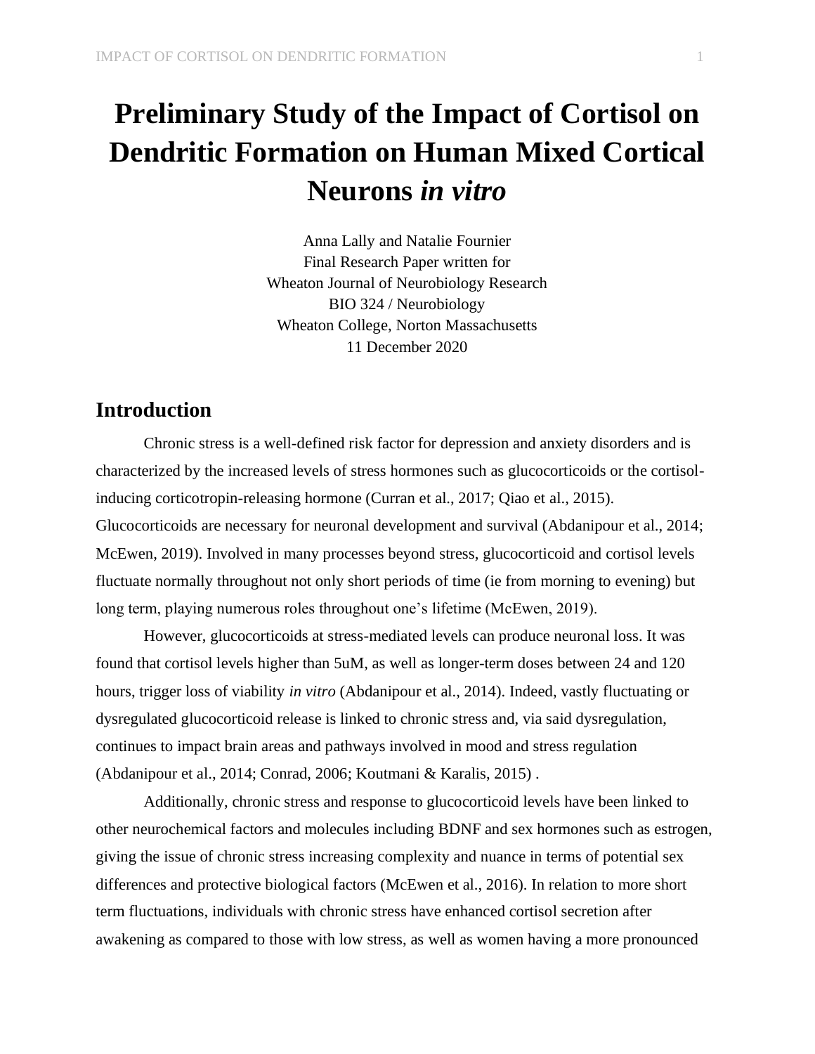# Preliminary Study of the Impact of Cortisol on Dendritic Formation on Human Mixed Cortical Neurons *in vitro*

Anna Lally and Natalie Fournier
Final Research Paper written for
Wheaton Journal of Neurobiology Research
BIO 324 / Neurobiology
Wheaton College, Norton Massachusetts
11 December 2020

## Introduction

Chronic stress is a well-defined risk factor for depression and anxiety disorders and is characterized by the increased levels of stress hormones such as glucocorticoids or the cortisol-inducing corticotropin-releasing hormone (Curran et al., 2017; Qiao et al., 2015). Glucocorticoids are necessary for neuronal development and survival (Abdanipour et al., 2014; McEwen, 2019). Involved in many processes beyond stress, glucocorticoid and cortisol levels fluctuate normally throughout not only short periods of time (ie from morning to evening) but long term, playing numerous roles throughout one's lifetime (McEwen, 2019).

However, glucocorticoids at stress-mediated levels can produce neuronal loss. It was found that cortisol levels higher than 5uM, as well as longer-term doses between 24 and 120 hours, trigger loss of viability *in vitro* (Abdanipour et al., 2014). Indeed, vastly fluctuating or dysregulated glucocorticoid release is linked to chronic stress and, via said dysregulation, continues to impact brain areas and pathways involved in mood and stress regulation (Abdanipour et al., 2014; Conrad, 2006; Koutmani & Karalis, 2015) .

Additionally, chronic stress and response to glucocorticoid levels have been linked to other neurochemical factors and molecules including BDNF and sex hormones such as estrogen, giving the issue of chronic stress increasing complexity and nuance in terms of potential sex differences and protective biological factors (McEwen et al., 2016). In relation to more short term fluctuations, individuals with chronic stress have enhanced cortisol secretion after awakening as compared to those with low stress, as well as women having a more pronounced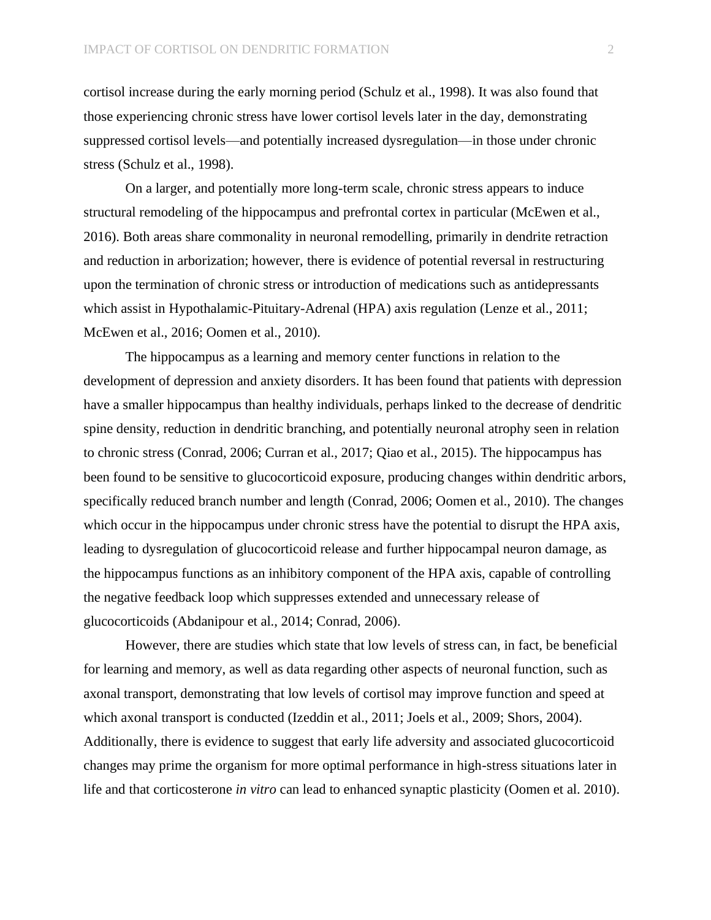cortisol increase during the early morning period (Schulz et al., 1998). It was also found that those experiencing chronic stress have lower cortisol levels later in the day, demonstrating suppressed cortisol levels—and potentially increased dysregulation—in those under chronic stress (Schulz et al., 1998).

On a larger, and potentially more long-term scale, chronic stress appears to induce structural remodeling of the hippocampus and prefrontal cortex in particular (McEwen et al., 2016). Both areas share commonality in neuronal remodelling, primarily in dendrite retraction and reduction in arborization; however, there is evidence of potential reversal in restructuring upon the termination of chronic stress or introduction of medications such as antidepressants which assist in Hypothalamic-Pituitary-Adrenal (HPA) axis regulation (Lenze et al., 2011; McEwen et al., 2016; Oomen et al., 2010).

The hippocampus as a learning and memory center functions in relation to the development of depression and anxiety disorders. It has been found that patients with depression have a smaller hippocampus than healthy individuals, perhaps linked to the decrease of dendritic spine density, reduction in dendritic branching, and potentially neuronal atrophy seen in relation to chronic stress (Conrad, 2006; Curran et al., 2017; Qiao et al., 2015). The hippocampus has been found to be sensitive to glucocorticoid exposure, producing changes within dendritic arbors, specifically reduced branch number and length (Conrad, 2006; Oomen et al., 2010). The changes which occur in the hippocampus under chronic stress have the potential to disrupt the HPA axis, leading to dysregulation of glucocorticoid release and further hippocampal neuron damage, as the hippocampus functions as an inhibitory component of the HPA axis, capable of controlling the negative feedback loop which suppresses extended and unnecessary release of glucocorticoids (Abdanipour et al., 2014; Conrad, 2006).

However, there are studies which state that low levels of stress can, in fact, be beneficial for learning and memory, as well as data regarding other aspects of neuronal function, such as axonal transport, demonstrating that low levels of cortisol may improve function and speed at which axonal transport is conducted (Izeddin et al., 2011; Joels et al., 2009; Shors, 2004). Additionally, there is evidence to suggest that early life adversity and associated glucocorticoid changes may prime the organism for more optimal performance in high-stress situations later in life and that corticosterone *in vitro* can lead to enhanced synaptic plasticity (Oomen et al. 2010).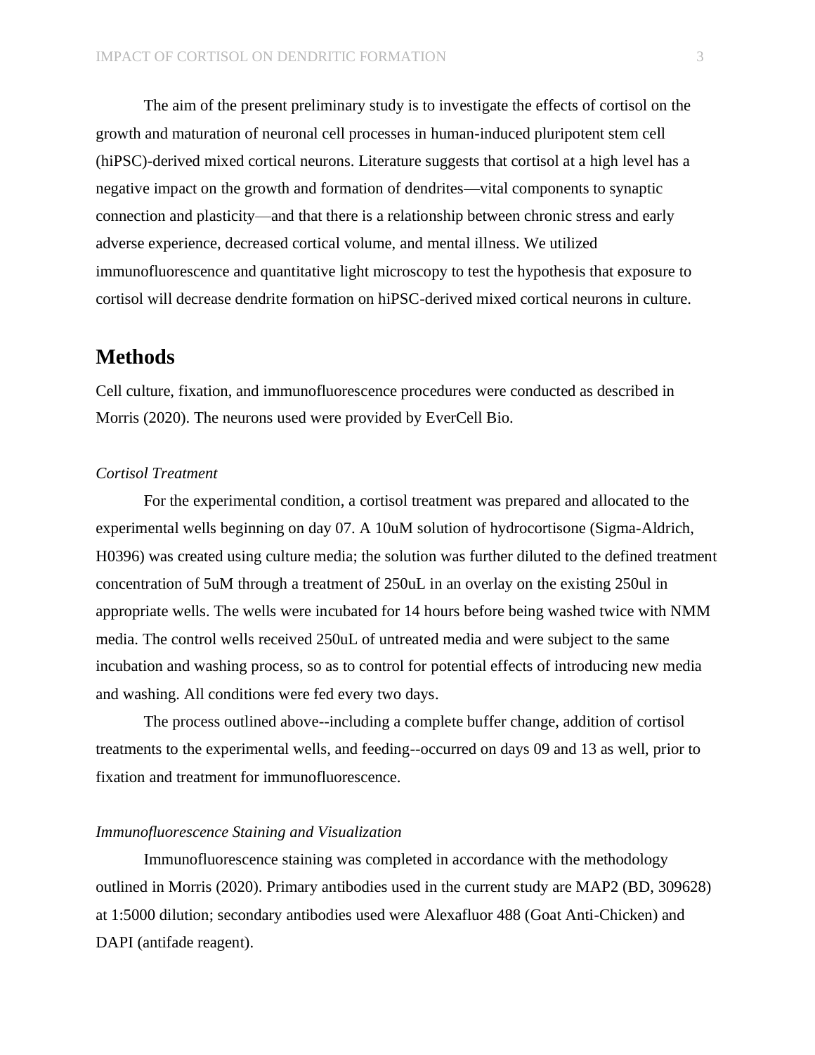The aim of the present preliminary study is to investigate the effects of cortisol on the growth and maturation of neuronal cell processes in human-induced pluripotent stem cell (hiPSC)-derived mixed cortical neurons. Literature suggests that cortisol at a high level has a negative impact on the growth and formation of dendrites—vital components to synaptic connection and plasticity—and that there is a relationship between chronic stress and early adverse experience, decreased cortical volume, and mental illness. We utilized immunofluorescence and quantitative light microscopy to test the hypothesis that exposure to cortisol will decrease dendrite formation on hiPSC-derived mixed cortical neurons in culture.

## Methods

Cell culture, fixation, and immunofluorescence procedures were conducted as described in Morris (2020). The neurons used were provided by EverCell Bio.

### *Cortisol Treatment*

For the experimental condition, a cortisol treatment was prepared and allocated to the experimental wells beginning on day 07. A 10uM solution of hydrocortisone (Sigma-Aldrich, H0396) was created using culture media; the solution was further diluted to the defined treatment concentration of 5uM through a treatment of 250uL in an overlay on the existing 250ul in appropriate wells. The wells were incubated for 14 hours before being washed twice with NMM media. The control wells received 250uL of untreated media and were subject to the same incubation and washing process, so as to control for potential effects of introducing new media and washing. All conditions were fed every two days.

The process outlined above--including a complete buffer change, addition of cortisol treatments to the experimental wells, and feeding--occurred on days 09 and 13 as well, prior to fixation and treatment for immunofluorescence.

### *Immunofluorescence Staining and Visualization*

Immunofluorescence staining was completed in accordance with the methodology outlined in Morris (2020). Primary antibodies used in the current study are MAP2 (BD, 309628) at 1:5000 dilution; secondary antibodies used were Alexafluor 488 (Goat Anti-Chicken) and DAPI (antifade reagent).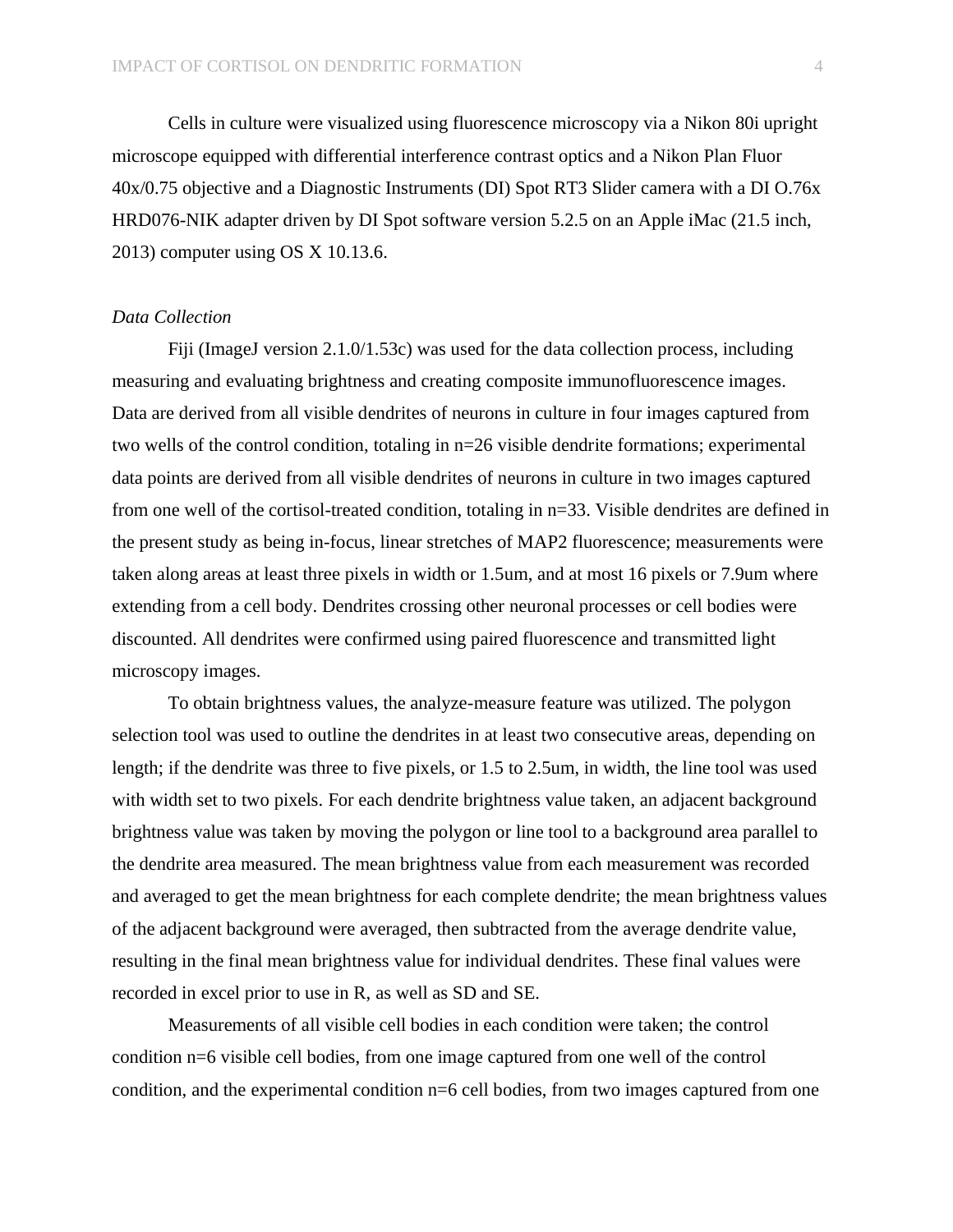Cells in culture were visualized using fluorescence microscopy via a Nikon 80i upright microscope equipped with differential interference contrast optics and a Nikon Plan Fluor 40x/0.75 objective and a Diagnostic Instruments (DI) Spot RT3 Slider camera with a DI O.76x HRD076-NIK adapter driven by DI Spot software version 5.2.5 on an Apple iMac (21.5 inch, 2013) computer using OS X 10.13.6.

*Data Collection*

Fiji (ImageJ version 2.1.0/1.53c) was used for the data collection process, including measuring and evaluating brightness and creating composite immunofluorescence images. Data are derived from all visible dendrites of neurons in culture in four images captured from two wells of the control condition, totaling in n=26 visible dendrite formations; experimental data points are derived from all visible dendrites of neurons in culture in two images captured from one well of the cortisol-treated condition, totaling in n=33. Visible dendrites are defined in the present study as being in-focus, linear stretches of MAP2 fluorescence; measurements were taken along areas at least three pixels in width or 1.5um, and at most 16 pixels or 7.9um where extending from a cell body. Dendrites crossing other neuronal processes or cell bodies were discounted. All dendrites were confirmed using paired fluorescence and transmitted light microscopy images.

To obtain brightness values, the analyze-measure feature was utilized. The polygon selection tool was used to outline the dendrites in at least two consecutive areas, depending on length; if the dendrite was three to five pixels, or 1.5 to 2.5um, in width, the line tool was used with width set to two pixels. For each dendrite brightness value taken, an adjacent background brightness value was taken by moving the polygon or line tool to a background area parallel to the dendrite area measured. The mean brightness value from each measurement was recorded and averaged to get the mean brightness for each complete dendrite; the mean brightness values of the adjacent background were averaged, then subtracted from the average dendrite value, resulting in the final mean brightness value for individual dendrites. These final values were recorded in excel prior to use in R, as well as SD and SE.

Measurements of all visible cell bodies in each condition were taken; the control condition n=6 visible cell bodies, from one image captured from one well of the control condition, and the experimental condition n=6 cell bodies, from two images captured from one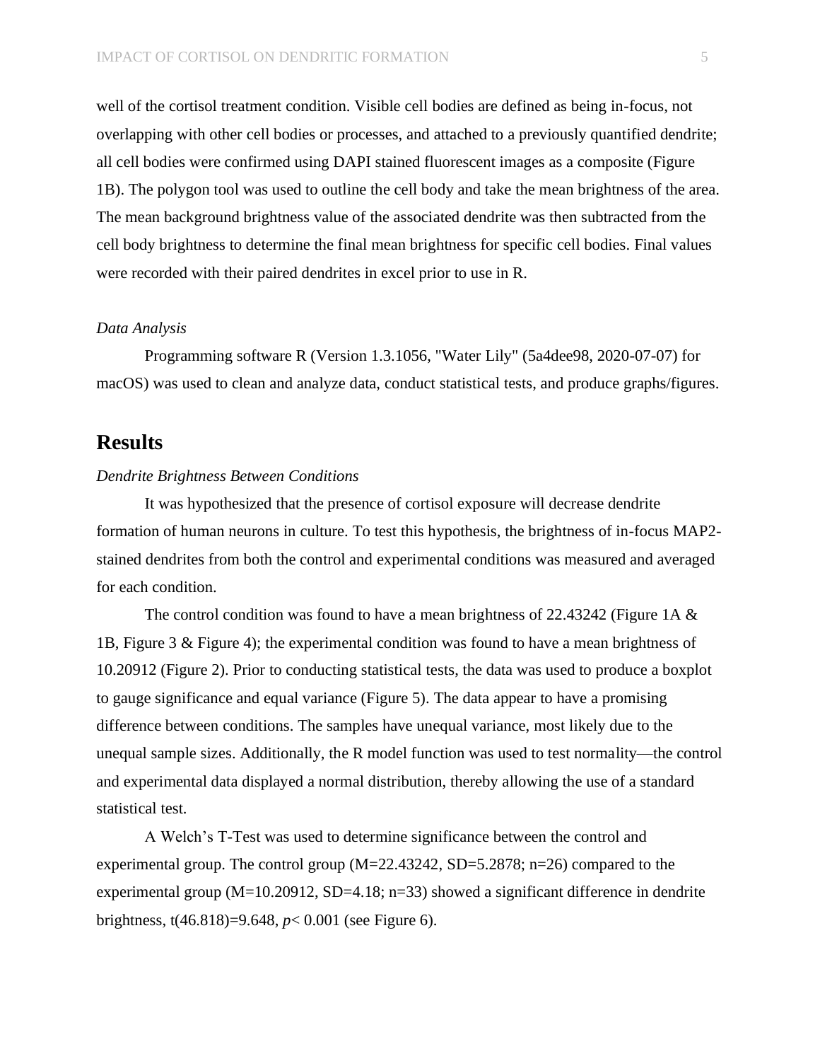well of the cortisol treatment condition. Visible cell bodies are defined as being in-focus, not overlapping with other cell bodies or processes, and attached to a previously quantified dendrite; all cell bodies were confirmed using DAPI stained fluorescent images as a composite (Figure 1B). The polygon tool was used to outline the cell body and take the mean brightness of the area. The mean background brightness value of the associated dendrite was then subtracted from the cell body brightness to determine the final mean brightness for specific cell bodies. Final values were recorded with their paired dendrites in excel prior to use in R.

*Data Analysis*

Programming software R (Version 1.3.1056, "Water Lily" (5a4dee98, 2020-07-07) for macOS) was used to clean and analyze data, conduct statistical tests, and produce graphs/figures.

## Results

*Dendrite Brightness Between Conditions*

It was hypothesized that the presence of cortisol exposure will decrease dendrite formation of human neurons in culture. To test this hypothesis, the brightness of in-focus MAP2-stained dendrites from both the control and experimental conditions was measured and averaged for each condition.

The control condition was found to have a mean brightness of 22.43242 (Figure 1A & 1B, Figure 3 & Figure 4); the experimental condition was found to have a mean brightness of 10.20912 (Figure 2). Prior to conducting statistical tests, the data was used to produce a boxplot to gauge significance and equal variance (Figure 5). The data appear to have a promising difference between conditions. The samples have unequal variance, most likely due to the unequal sample sizes. Additionally, the R model function was used to test normality—the control and experimental data displayed a normal distribution, thereby allowing the use of a standard statistical test.

A Welch's T-Test was used to determine significance between the control and experimental group. The control group ($M=22.43242$, $SD=5.2878$; $n=26$) compared to the experimental group ($M=10.20912$, $SD=4.18$; $n=33$) showed a significant difference in dendrite brightness, $t(46.818)=9.648$, $p< 0.001$ (see Figure 6).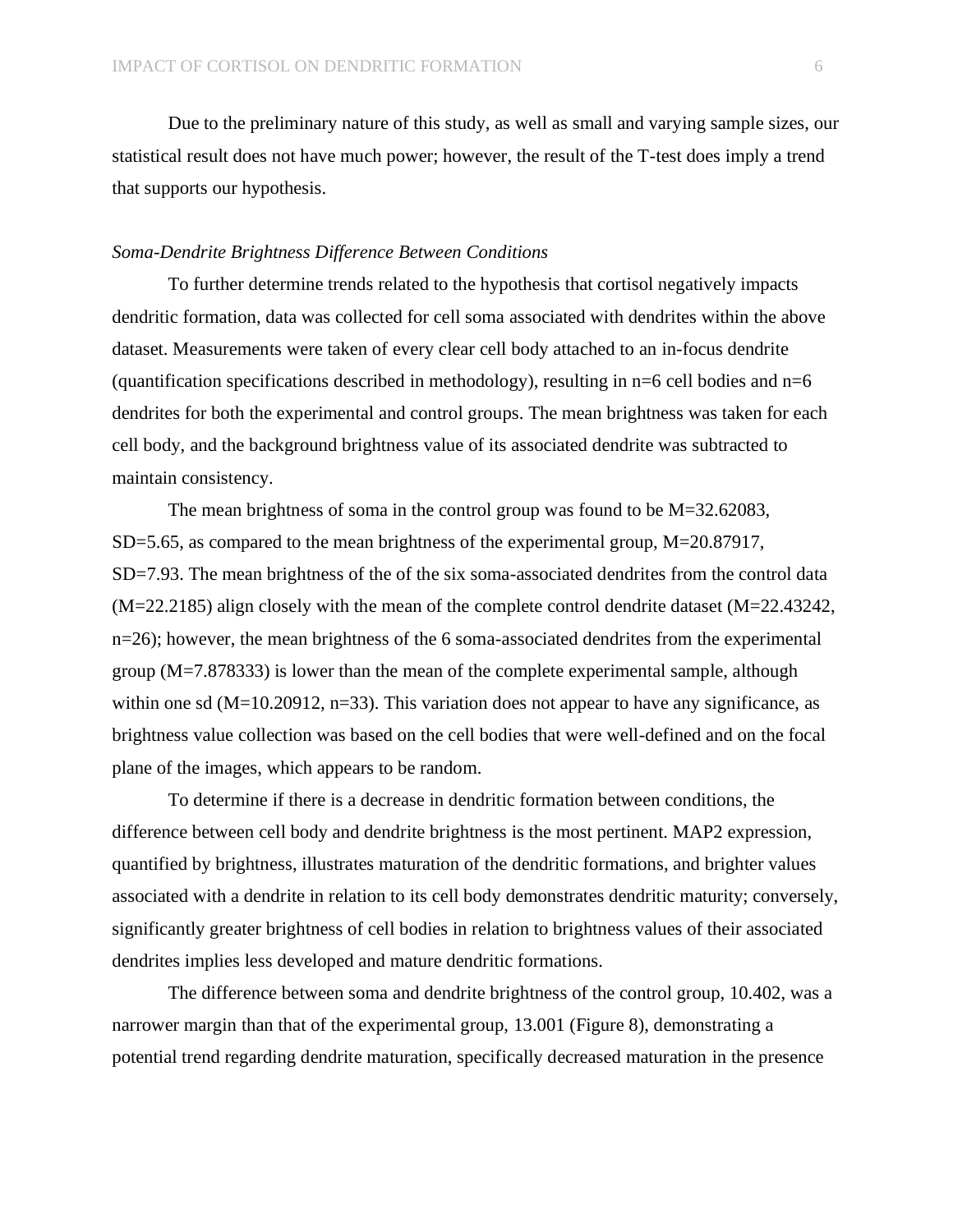Due to the preliminary nature of this study, as well as small and varying sample sizes, our statistical result does not have much power; however, the result of the T-test does imply a trend that supports our hypothesis.

### *Soma-Dendrite Brightness Difference Between Conditions*

To further determine trends related to the hypothesis that cortisol negatively impacts dendritic formation, data was collected for cell soma associated with dendrites within the above dataset. Measurements were taken of every clear cell body attached to an in-focus dendrite (quantification specifications described in methodology), resulting in n=6 cell bodies and n=6 dendrites for both the experimental and control groups. The mean brightness was taken for each cell body, and the background brightness value of its associated dendrite was subtracted to maintain consistency.

The mean brightness of soma in the control group was found to be M=32.62083, SD=5.65, as compared to the mean brightness of the experimental group, M=20.87917, SD=7.93. The mean brightness of the of the six soma-associated dendrites from the control data (M=22.2185) align closely with the mean of the complete control dendrite dataset (M=22.43242, n=26); however, the mean brightness of the 6 soma-associated dendrites from the experimental group (M=7.878333) is lower than the mean of the complete experimental sample, although within one sd (M=10.20912, n=33). This variation does not appear to have any significance, as brightness value collection was based on the cell bodies that were well-defined and on the focal plane of the images, which appears to be random.

To determine if there is a decrease in dendritic formation between conditions, the difference between cell body and dendrite brightness is the most pertinent. MAP2 expression, quantified by brightness, illustrates maturation of the dendritic formations, and brighter values associated with a dendrite in relation to its cell body demonstrates dendritic maturity; conversely, significantly greater brightness of cell bodies in relation to brightness values of their associated dendrites implies less developed and mature dendritic formations.

The difference between soma and dendrite brightness of the control group, 10.402, was a narrower margin than that of the experimental group, 13.001 (Figure 8), demonstrating a potential trend regarding dendrite maturation, specifically decreased maturation in the presence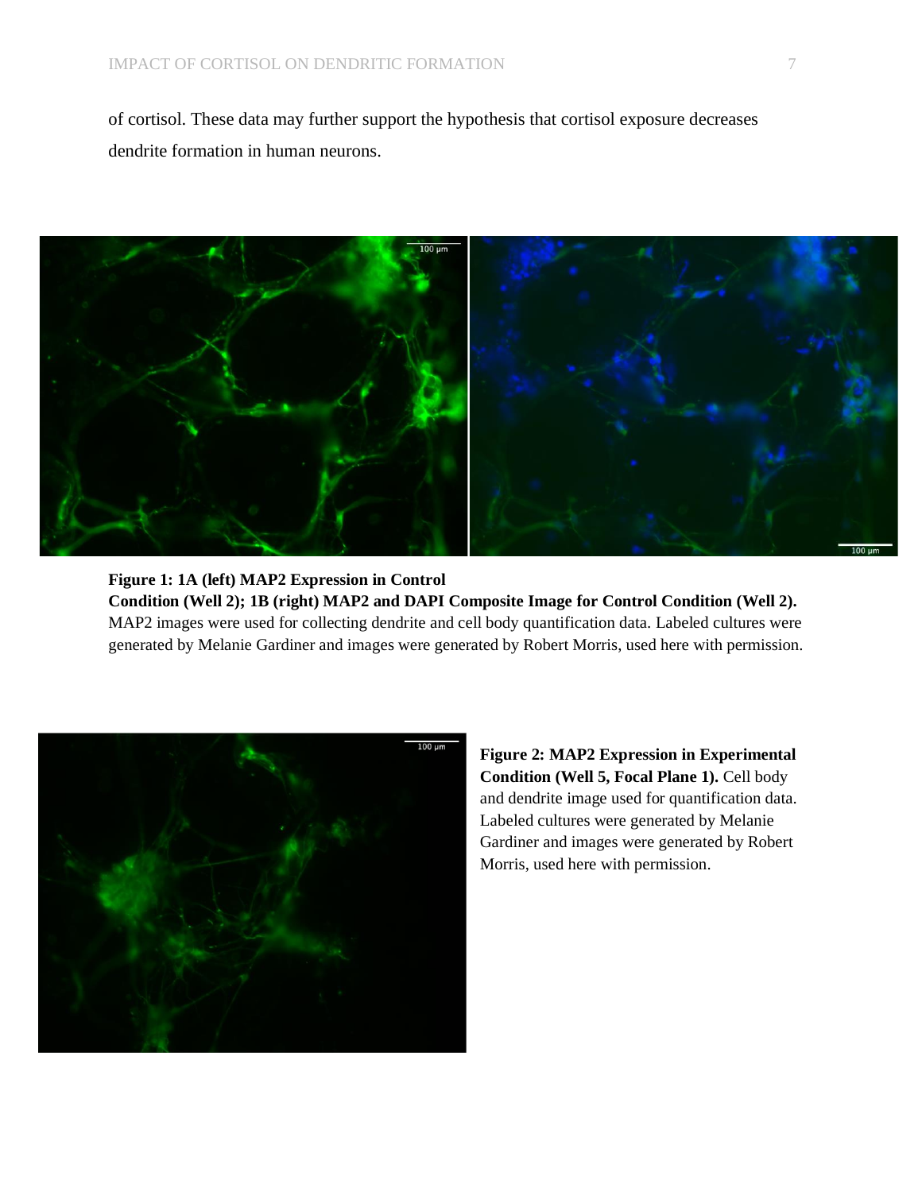of cortisol. These data may further support the hypothesis that cortisol exposure decreases dendrite formation in human neurons.

**Figure 1: 1A (left) MAP2 Expression in Control Condition (Well 2); 1B (right) MAP2 and DAPI Composite Image for Control Condition (Well 2).** MAP2 images were used for collecting dendrite and cell body quantification data. Labeled cultures were generated by Melanie Gardiner and images were generated by Robert Morris, used here with permission.

**Figure 2: MAP2 Expression in Experimental Condition (Well 5, Focal Plane 1).** Cell body and dendrite image used for quantification data. Labeled cultures were generated by Melanie Gardiner and images were generated by Robert Morris, used here with permission.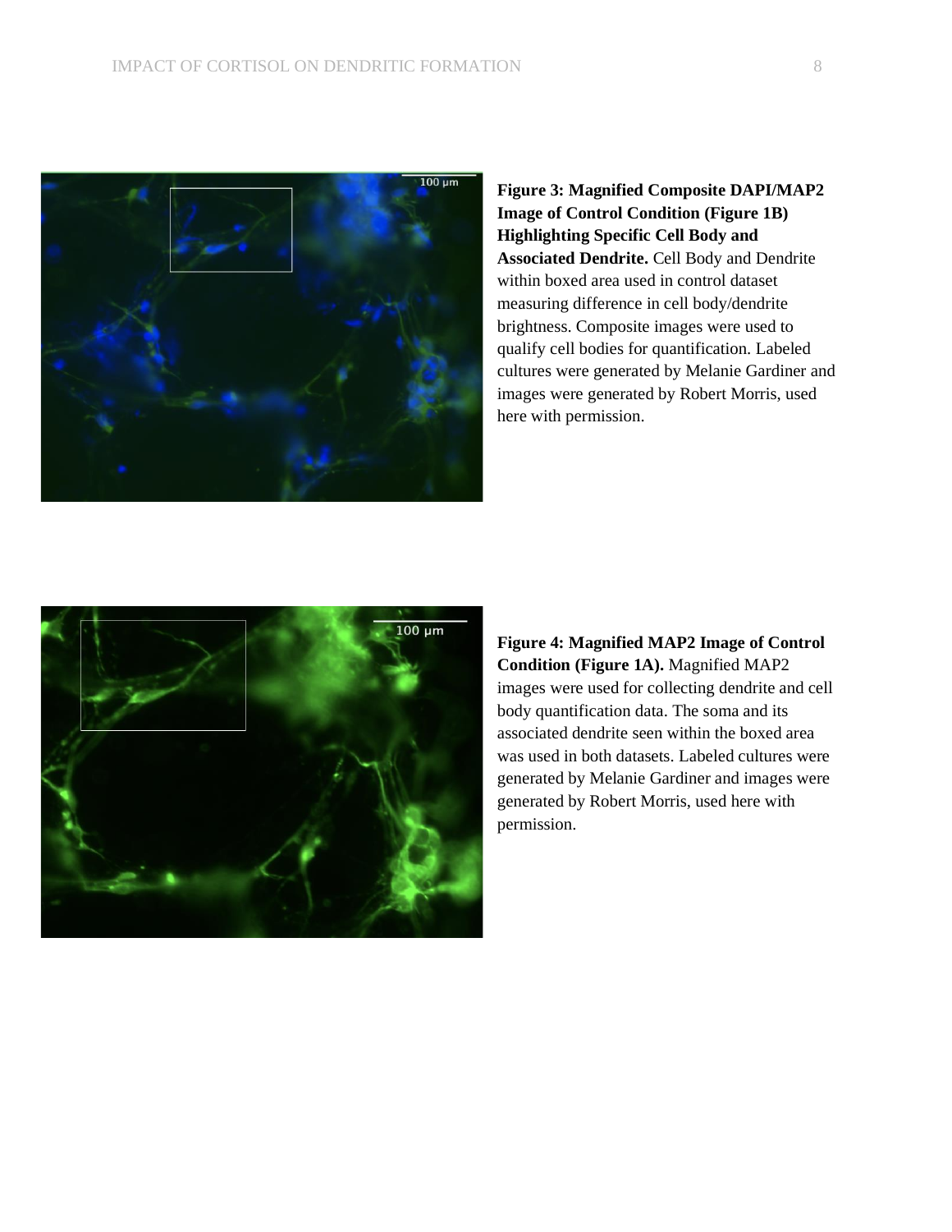**Figure 3: Magnified Composite DAPI/MAP2 Image of Control Condition (Figure 1B) Highlighting Specific Cell Body and Associated Dendrite.** Cell Body and Dendrite within boxed area used in control dataset measuring difference in cell body/dendrite brightness. Composite images were used to qualify cell bodies for quantification. Labeled cultures were generated by Melanie Gardiner and images were generated by Robert Morris, used here with permission.

**Figure 4: Magnified MAP2 Image of Control Condition (Figure 1A).** Magnified MAP2 images were used for collecting dendrite and cell body quantification data. The soma and its associated dendrite seen within the boxed area was used in both datasets. Labeled cultures were generated by Melanie Gardiner and images were generated by Robert Morris, used here with permission.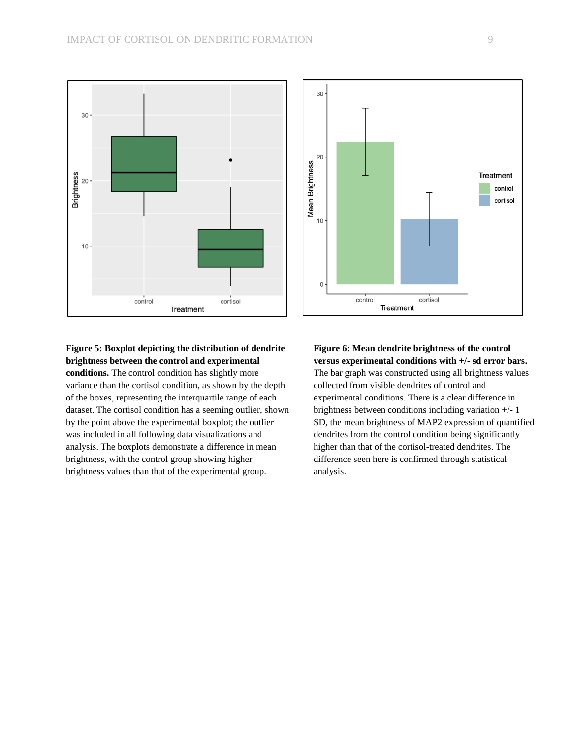**Figure 5: Boxplot depicting the distribution of dendrite brightness between the control and experimental conditions.** The control condition has slightly more variance than the cortisol condition, as shown by the depth of the boxes, representing the interquartile range of each dataset. The cortisol condition has a seeming outlier, shown by the point above the experimental boxplot; the outlier was included in all following data visualizations and analysis. The boxplots demonstrate a difference in mean brightness, with the control group showing higher brightness values than that of the experimental group.

**Figure 6: Mean dendrite brightness of the control versus experimental conditions with +/- sd error bars.** The bar graph was constructed using all brightness values collected from visible dendrites of control and experimental conditions. There is a clear difference in brightness between conditions including variation +/- 1 SD, the mean brightness of MAP2 expression of quantified dendrites from the control condition being significantly higher than that of the cortisol-treated dendrites. The difference seen here is confirmed through statistical analysis.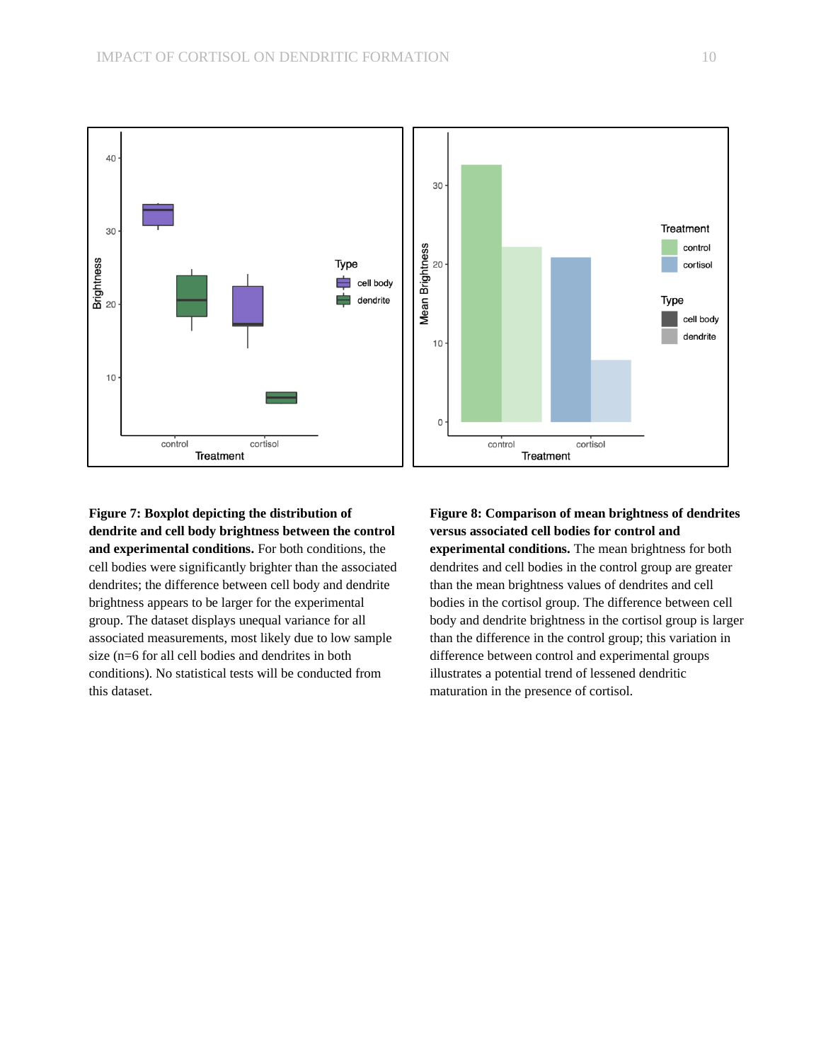**Figure 7: Boxplot depicting the distribution of dendrite and cell body brightness between the control and experimental conditions.** For both conditions, the cell bodies were significantly brighter than the associated dendrites; the difference between cell body and dendrite brightness appears to be larger for the experimental group. The dataset displays unequal variance for all associated measurements, most likely due to low sample size (n=6 for all cell bodies and dendrites in both conditions). No statistical tests will be conducted from this dataset.

**Figure 8: Comparison of mean brightness of dendrites versus associated cell bodies for control and experimental conditions.** The mean brightness for both dendrites and cell bodies in the control group are greater than the mean brightness values of dendrites and cell bodies in the cortisol group. The difference between cell body and dendrite brightness in the cortisol group is larger than the difference in the control group; this variation in difference between control and experimental groups illustrates a potential trend of lessened dendritic maturation in the presence of cortisol.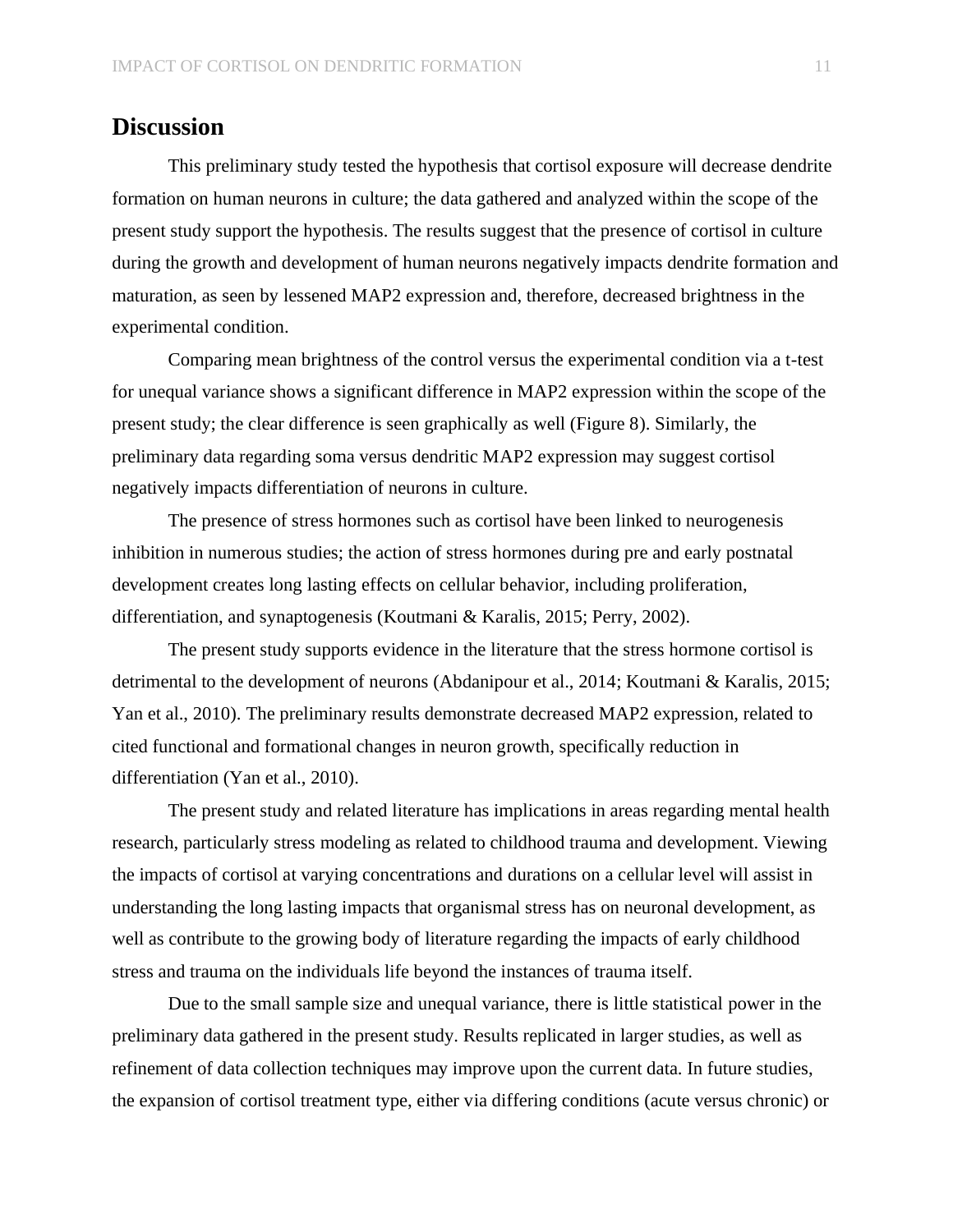# Discussion

This preliminary study tested the hypothesis that cortisol exposure will decrease dendrite formation on human neurons in culture; the data gathered and analyzed within the scope of the present study support the hypothesis. The results suggest that the presence of cortisol in culture during the growth and development of human neurons negatively impacts dendrite formation and maturation, as seen by lessened MAP2 expression and, therefore, decreased brightness in the experimental condition.

Comparing mean brightness of the control versus the experimental condition via a t-test for unequal variance shows a significant difference in MAP2 expression within the scope of the present study; the clear difference is seen graphically as well (Figure 8). Similarly, the preliminary data regarding soma versus dendritic MAP2 expression may suggest cortisol negatively impacts differentiation of neurons in culture.

The presence of stress hormones such as cortisol have been linked to neurogenesis inhibition in numerous studies; the action of stress hormones during pre and early postnatal development creates long lasting effects on cellular behavior, including proliferation, differentiation, and synaptogenesis (Koutmani & Karalis, 2015; Perry, 2002).

The present study supports evidence in the literature that the stress hormone cortisol is detrimental to the development of neurons (Abdanipour et al., 2014; Koutmani & Karalis, 2015; Yan et al., 2010). The preliminary results demonstrate decreased MAP2 expression, related to cited functional and formational changes in neuron growth, specifically reduction in differentiation (Yan et al., 2010).

The present study and related literature has implications in areas regarding mental health research, particularly stress modeling as related to childhood trauma and development. Viewing the impacts of cortisol at varying concentrations and durations on a cellular level will assist in understanding the long lasting impacts that organismal stress has on neuronal development, as well as contribute to the growing body of literature regarding the impacts of early childhood stress and trauma on the individuals life beyond the instances of trauma itself.

Due to the small sample size and unequal variance, there is little statistical power in the preliminary data gathered in the present study. Results replicated in larger studies, as well as refinement of data collection techniques may improve upon the current data. In future studies, the expansion of cortisol treatment type, either via differing conditions (acute versus chronic) or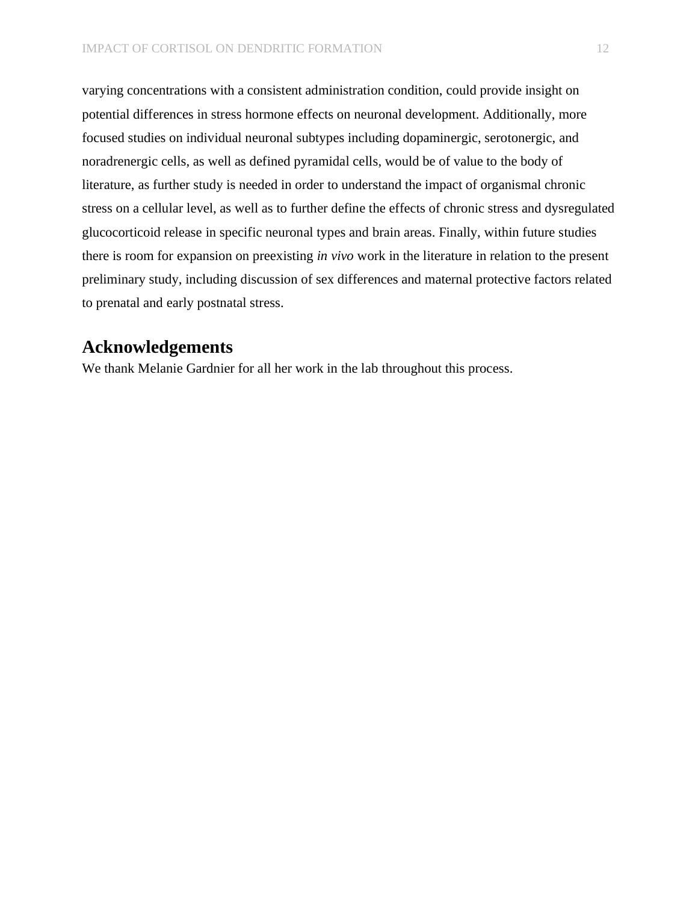varying concentrations with a consistent administration condition, could provide insight on potential differences in stress hormone effects on neuronal development. Additionally, more focused studies on individual neuronal subtypes including dopaminergic, serotonergic, and noradrenergic cells, as well as defined pyramidal cells, would be of value to the body of literature, as further study is needed in order to understand the impact of organismal chronic stress on a cellular level, as well as to further define the effects of chronic stress and dysregulated glucocorticoid release in specific neuronal types and brain areas. Finally, within future studies there is room for expansion on preexisting *in vivo* work in the literature in relation to the present preliminary study, including discussion of sex differences and maternal protective factors related to prenatal and early postnatal stress.

## Acknowledgements

We thank Melanie Gardnier for all her work in the lab throughout this process.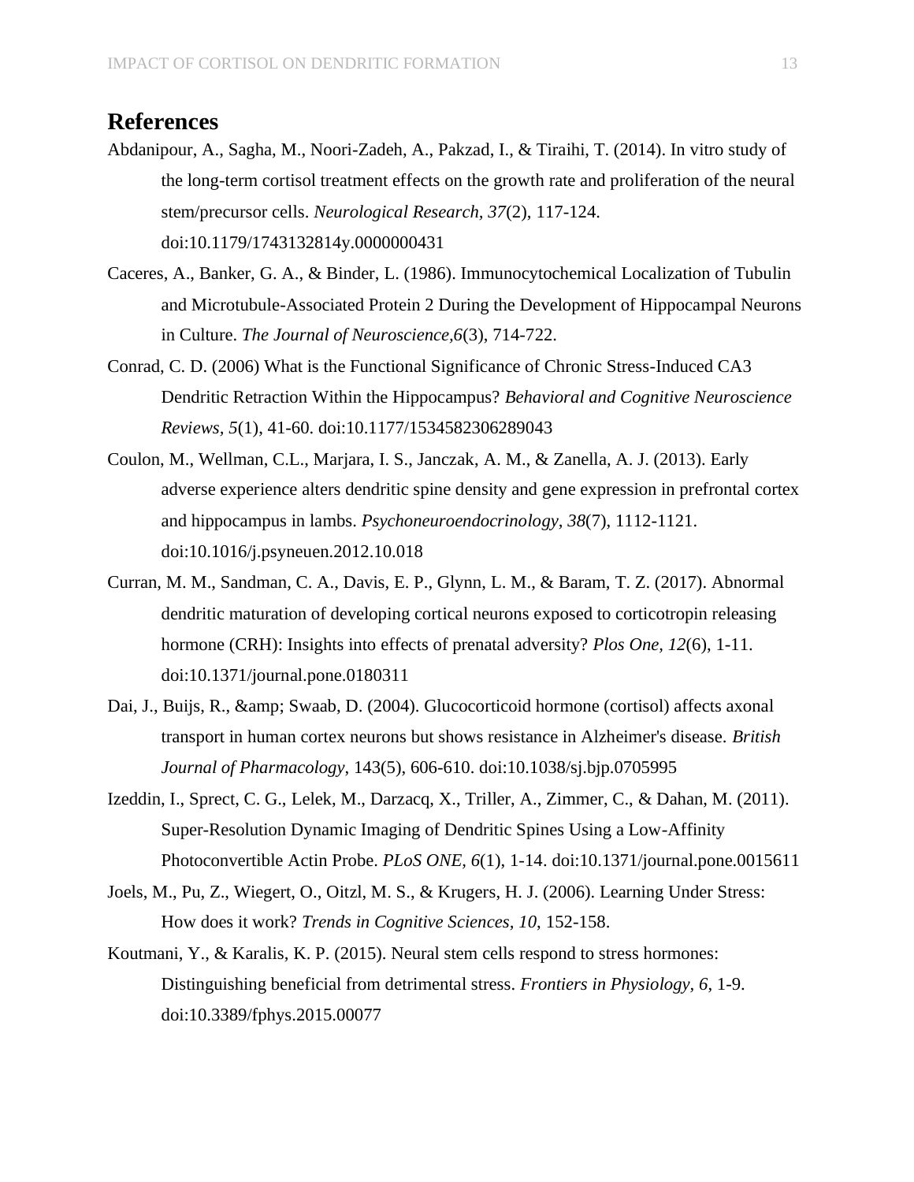# References

Abdanipour, A., Sagha, M., Noori-Zadeh, A., Pakzad, I., & Tiraihi, T. (2014). In vitro study of the long-term cortisol treatment effects on the growth rate and proliferation of the neural stem/precursor cells. *Neurological Research, 37*(2), 117-124. doi:10.1179/1743132814y.0000000431

Caceres, A., Banker, G. A., & Binder, L. (1986). Immunocytochemical Localization of Tubulin and Microtubule-Associated Protein 2 During the Development of Hippocampal Neurons in Culture. *The Journal of Neuroscience,6*(3), 714-722.

Conrad, C. D. (2006) What is the Functional Significance of Chronic Stress-Induced CA3 Dendritic Retraction Within the Hippocampus? *Behavioral and Cognitive Neuroscience Reviews, 5*(1), 41-60. doi:10.1177/1534582306289043

Coulon, M., Wellman, C.L., Marjara, I. S., Janczak, A. M., & Zanella, A. J. (2013). Early adverse experience alters dendritic spine density and gene expression in prefrontal cortex and hippocampus in lambs. *Psychoneuroendocrinology, 38*(7), 1112-1121. doi:10.1016/j.psyneuen.2012.10.018

Curran, M. M., Sandman, C. A., Davis, E. P., Glynn, L. M., & Baram, T. Z. (2017). Abnormal dendritic maturation of developing cortical neurons exposed to corticotropin releasing hormone (CRH): Insights into effects of prenatal adversity? *Plos One, 12*(6), 1-11. doi:10.1371/journal.pone.0180311

Dai, J., Buijs, R., &amp; Swaab, D. (2004). Glucocorticoid hormone (cortisol) affects axonal transport in human cortex neurons but shows resistance in Alzheimer's disease. *British Journal of Pharmacology*, 143(5), 606-610. doi:10.1038/sj.bjp.0705995

Izeddin, I., Sprect, C. G., Lelek, M., Darzacq, X., Triller, A., Zimmer, C., & Dahan, M. (2011). Super-Resolution Dynamic Imaging of Dendritic Spines Using a Low-Affinity Photoconvertible Actin Probe. *PLoS ONE, 6*(1), 1-14. doi:10.1371/journal.pone.0015611

Joels, M., Pu, Z., Wiegert, O., Oitzl, M. S., & Krugers, H. J. (2006). Learning Under Stress: How does it work? *Trends in Cognitive Sciences, 10*, 152-158.

Koutmani, Y., & Karalis, K. P. (2015). Neural stem cells respond to stress hormones: Distinguishing beneficial from detrimental stress. *Frontiers in Physiology, 6*, 1-9. doi:10.3389/fphys.2015.00077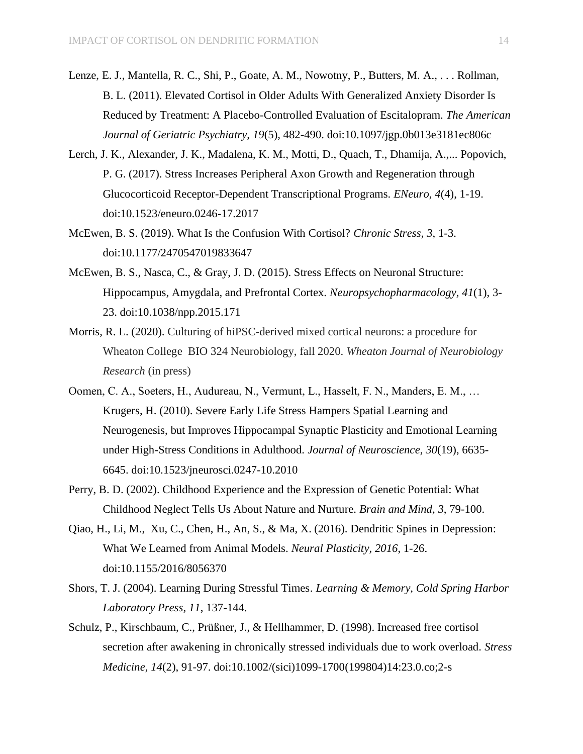Lenze, E. J., Mantella, R. C., Shi, P., Goate, A. M., Nowotny, P., Butters, M. A., . . . Rollman, B. L. (2011). Elevated Cortisol in Older Adults With Generalized Anxiety Disorder Is Reduced by Treatment: A Placebo-Controlled Evaluation of Escitalopram. *The American Journal of Geriatric Psychiatry, 19*(5), 482-490. doi:10.1097/jgp.0b013e3181ec806c

Lerch, J. K., Alexander, J. K., Madalena, K. M., Motti, D., Quach, T., Dhamija, A.,... Popovich, P. G. (2017). Stress Increases Peripheral Axon Growth and Regeneration through Glucocorticoid Receptor-Dependent Transcriptional Programs. *ENeuro, 4*(4), 1-19. doi:10.1523/eneuro.0246-17.2017

McEwen, B. S. (2019). What Is the Confusion With Cortisol? *Chronic Stress, 3*, 1-3. doi:10.1177/2470547019833647

McEwen, B. S., Nasca, C., & Gray, J. D. (2015). Stress Effects on Neuronal Structure: Hippocampus, Amygdala, and Prefrontal Cortex. *Neuropsychopharmacology, 41*(1), 3-23. doi:10.1038/npp.2015.171

Morris, R. L. (2020). Culturing of hiPSC-derived mixed cortical neurons: a procedure for Wheaton College BIO 324 Neurobiology, fall 2020. *Wheaton Journal of Neurobiology Research* (in press)

Oomen, C. A., Soeters, H., Audureau, N., Vermunt, L., Hasselt, F. N., Manders, E. M., … Krugers, H. (2010). Severe Early Life Stress Hampers Spatial Learning and Neurogenesis, but Improves Hippocampal Synaptic Plasticity and Emotional Learning under High-Stress Conditions in Adulthood. *Journal of Neuroscience, 30*(19), 6635-6645. doi:10.1523/jneurosci.0247-10.2010

Perry, B. D. (2002). Childhood Experience and the Expression of Genetic Potential: What Childhood Neglect Tells Us About Nature and Nurture. *Brain and Mind, 3*, 79-100.

Qiao, H., Li, M., Xu, C., Chen, H., An, S., & Ma, X. (2016). Dendritic Spines in Depression: What We Learned from Animal Models. *Neural Plasticity, 2016*, 1-26. doi:10.1155/2016/8056370

Shors, T. J. (2004). Learning During Stressful Times. *Learning & Memory, Cold Spring Harbor Laboratory Press, 11*, 137-144.

Schulz, P., Kirschbaum, C., Prüßner, J., & Hellhammer, D. (1998). Increased free cortisol secretion after awakening in chronically stressed individuals due to work overload. *Stress Medicine, 14*(2), 91-97. doi:10.1002/(sici)1099-1700(199804)14:23.0.co;2-s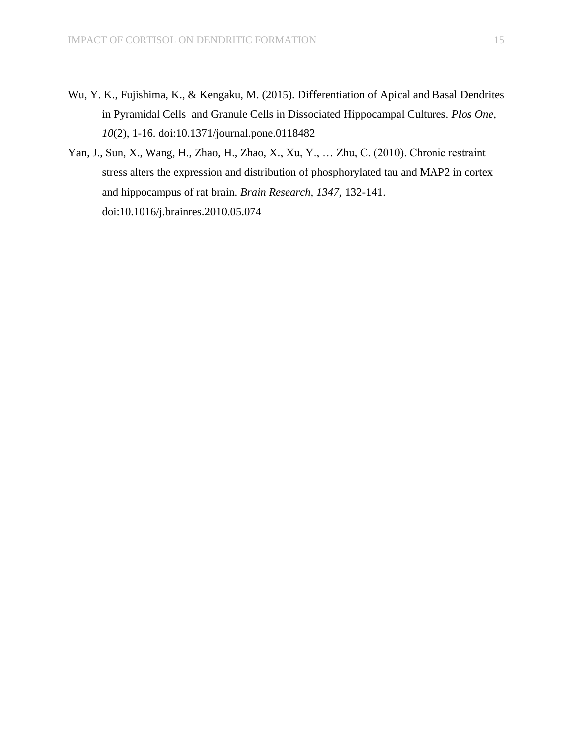Wu, Y. K., Fujishima, K., & Kengaku, M. (2015). Differentiation of Apical and Basal Dendrites in Pyramidal Cells  and Granule Cells in Dissociated Hippocampal Cultures. *Plos One, 10*(2), 1-16. doi:10.1371/journal.pone.0118482

Yan, J., Sun, X., Wang, H., Zhao, H., Zhao, X., Xu, Y., … Zhu, C. (2010). Chronic restraint stress alters the expression and distribution of phosphorylated tau and MAP2 in cortex and hippocampus of rat brain. *Brain Research*, *1347*, 132-141. doi:10.1016/j.brainres.2010.05.074